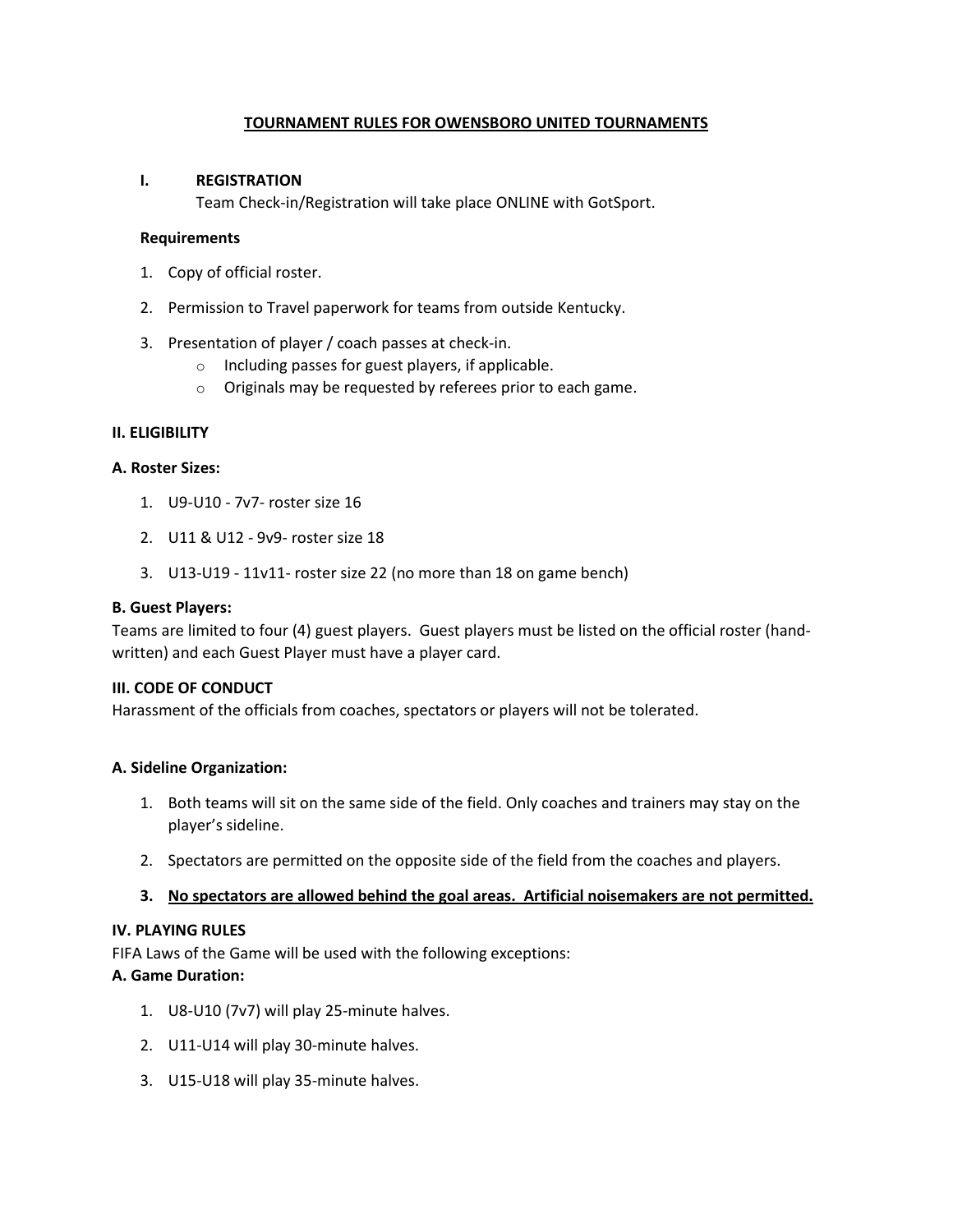# TOURNAMENT RULES FOR OWENSBORO UNITED TOURNAMENTS

## I. REGISTRATION

Team Check-in/Registration will take place ONLINE with GotSport.

**Requirements**

1. Copy of official roster.
2. Permission to Travel paperwork for teams from outside Kentucky.
3. Presentation of player / coach passes at check-in.
   - Including passes for guest players, if applicable.
   - Originals may be requested by referees prior to each game.

## II. ELIGIBILITY

### A. Roster Sizes:

1. U9-U10 - 7v7- roster size 16
2. U11 & U12 - 9v9- roster size 18
3. U13-U19 - 11v11- roster size 22 (no more than 18 on game bench)

### B. Guest Players:

Teams are limited to four (4) guest players. Guest players must be listed on the official roster (hand-written) and each Guest Player must have a player card.

## III. CODE OF CONDUCT

Harassment of the officials from coaches, spectators or players will not be tolerated.

### A. Sideline Organization:

1. Both teams will sit on the same side of the field. Only coaches and trainers may stay on the player's sideline.
2. Spectators are permitted on the opposite side of the field from the coaches and players.
3. **No spectators are allowed behind the goal areas. Artificial noisemakers are not permitted.**

## IV. PLAYING RULES

FIFA Laws of the Game will be used with the following exceptions:

### A. Game Duration:

1. U8-U10 (7v7) will play 25-minute halves.
2. U11-U14 will play 30-minute halves.
3. U15-U18 will play 35-minute halves.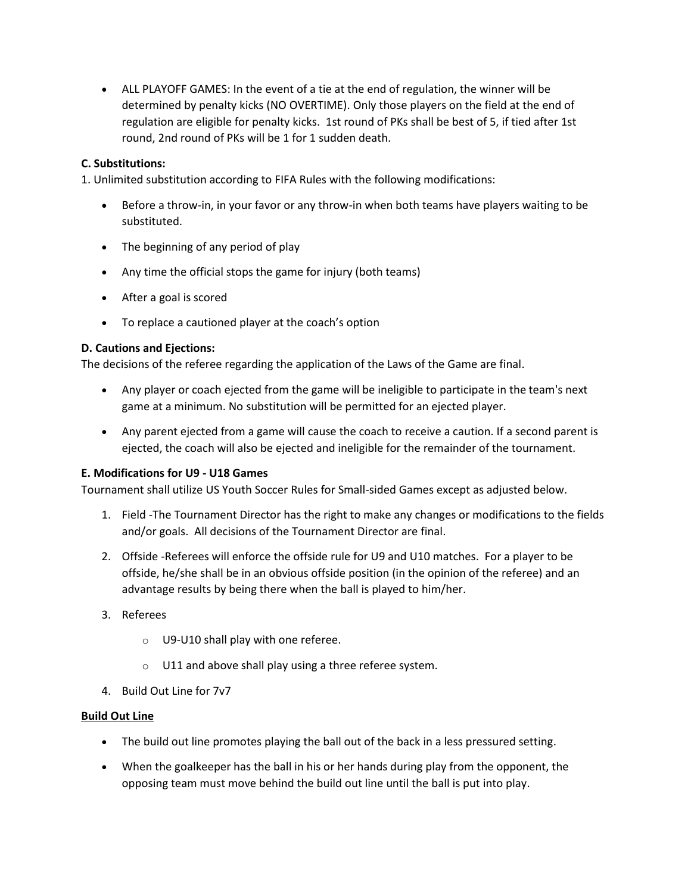- ALL PLAYOFF GAMES: In the event of a tie at the end of regulation, the winner will be determined by penalty kicks (NO OVERTIME). Only those players on the field at the end of regulation are eligible for penalty kicks. 1st round of PKs shall be best of 5, if tied after 1st round, 2nd round of PKs will be 1 for 1 sudden death.

**C. Substitutions:**

1. Unlimited substitution according to FIFA Rules with the following modifications:

- Before a throw-in, in your favor or any throw-in when both teams have players waiting to be substituted.
- The beginning of any period of play
- Any time the official stops the game for injury (both teams)
- After a goal is scored
- To replace a cautioned player at the coach's option

**D. Cautions and Ejections:**

The decisions of the referee regarding the application of the Laws of the Game are final.

- Any player or coach ejected from the game will be ineligible to participate in the team's next game at a minimum. No substitution will be permitted for an ejected player.
- Any parent ejected from a game will cause the coach to receive a caution. If a second parent is ejected, the coach will also be ejected and ineligible for the remainder of the tournament.

**E. Modifications for U9 - U18 Games**

Tournament shall utilize US Youth Soccer Rules for Small-sided Games except as adjusted below.

1. Field -The Tournament Director has the right to make any changes or modifications to the fields and/or goals. All decisions of the Tournament Director are final.
2. Offside -Referees will enforce the offside rule for U9 and U10 matches. For a player to be offside, he/she shall be in an obvious offside position (in the opinion of the referee) and an advantage results by being there when the ball is played to him/her.
3. Referees
   - U9-U10 shall play with one referee.
   - U11 and above shall play using a three referee system.
4. Build Out Line for 7v7

**Build Out Line**

- The build out line promotes playing the ball out of the back in a less pressured setting.
- When the goalkeeper has the ball in his or her hands during play from the opponent, the opposing team must move behind the build out line until the ball is put into play.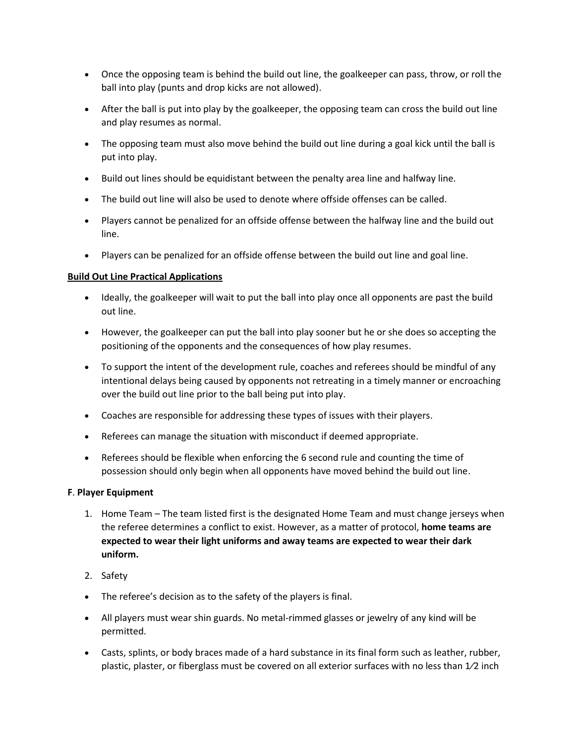- Once the opposing team is behind the build out line, the goalkeeper can pass, throw, or roll the ball into play (punts and drop kicks are not allowed).
- After the ball is put into play by the goalkeeper, the opposing team can cross the build out line and play resumes as normal.
- The opposing team must also move behind the build out line during a goal kick until the ball is put into play.
- Build out lines should be equidistant between the penalty area line and halfway line.
- The build out line will also be used to denote where offside offenses can be called.
- Players cannot be penalized for an offside offense between the halfway line and the build out line.
- Players can be penalized for an offside offense between the build out line and goal line.

**Build Out Line Practical Applications**

- Ideally, the goalkeeper will wait to put the ball into play once all opponents are past the build out line.
- However, the goalkeeper can put the ball into play sooner but he or she does so accepting the positioning of the opponents and the consequences of how play resumes.
- To support the intent of the development rule, coaches and referees should be mindful of any intentional delays being caused by opponents not retreating in a timely manner or encroaching over the build out line prior to the ball being put into play.
- Coaches are responsible for addressing these types of issues with their players.
- Referees can manage the situation with misconduct if deemed appropriate.
- Referees should be flexible when enforcing the 6 second rule and counting the time of possession should only begin when all opponents have moved behind the build out line.

**F**. **Player Equipment**

1. Home Team – The team listed first is the designated Home Team and must change jerseys when the referee determines a conflict to exist. However, as a matter of protocol, **home teams are expected to wear their light uniforms and away teams are expected to wear their dark uniform.**
2. Safety

- The referee's decision as to the safety of the players is final.
- All players must wear shin guards. No metal-rimmed glasses or jewelry of any kind will be permitted.
- Casts, splints, or body braces made of a hard substance in its final form such as leather, rubber, plastic, plaster, or fiberglass must be covered on all exterior surfaces with no less than 1⁄2 inch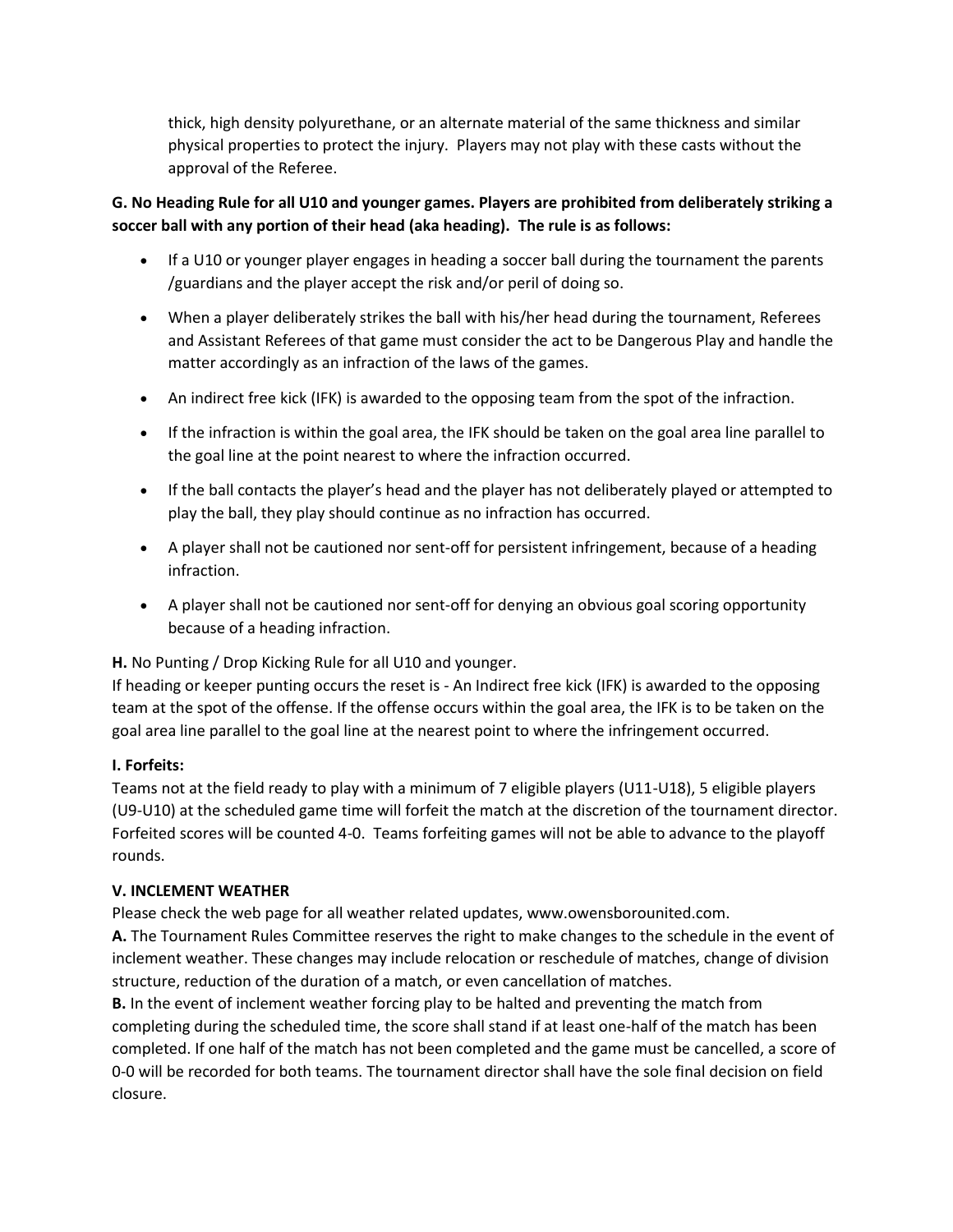thick, high density polyurethane, or an alternate material of the same thickness and similar physical properties to protect the injury. Players may not play with these casts without the approval of the Referee.

**G. No Heading Rule for all U10 and younger games. Players are prohibited from deliberately striking a soccer ball with any portion of their head (aka heading). The rule is as follows:**

- If a U10 or younger player engages in heading a soccer ball during the tournament the parents /guardians and the player accept the risk and/or peril of doing so.
- When a player deliberately strikes the ball with his/her head during the tournament, Referees and Assistant Referees of that game must consider the act to be Dangerous Play and handle the matter accordingly as an infraction of the laws of the games.
- An indirect free kick (IFK) is awarded to the opposing team from the spot of the infraction.
- If the infraction is within the goal area, the IFK should be taken on the goal area line parallel to the goal line at the point nearest to where the infraction occurred.
- If the ball contacts the player's head and the player has not deliberately played or attempted to play the ball, they play should continue as no infraction has occurred.
- A player shall not be cautioned nor sent-off for persistent infringement, because of a heading infraction.
- A player shall not be cautioned nor sent-off for denying an obvious goal scoring opportunity because of a heading infraction.

**H.** No Punting / Drop Kicking Rule for all U10 and younger.
If heading or keeper punting occurs the reset is - An Indirect free kick (IFK) is awarded to the opposing team at the spot of the offense. If the offense occurs within the goal area, the IFK is to be taken on the goal area line parallel to the goal line at the nearest point to where the infringement occurred.

**I. Forfeits:**
Teams not at the field ready to play with a minimum of 7 eligible players (U11-U18), 5 eligible players (U9-U10) at the scheduled game time will forfeit the match at the discretion of the tournament director. Forfeited scores will be counted 4-0. Teams forfeiting games will not be able to advance to the playoff rounds.

**V. INCLEMENT WEATHER**
Please check the web page for all weather related updates, www.owensborounited.com.
**A.** The Tournament Rules Committee reserves the right to make changes to the schedule in the event of inclement weather. These changes may include relocation or reschedule of matches, change of division structure, reduction of the duration of a match, or even cancellation of matches.
**B.** In the event of inclement weather forcing play to be halted and preventing the match from completing during the scheduled time, the score shall stand if at least one-half of the match has been completed. If one half of the match has not been completed and the game must be cancelled, a score of 0-0 will be recorded for both teams. The tournament director shall have the sole final decision on field closure.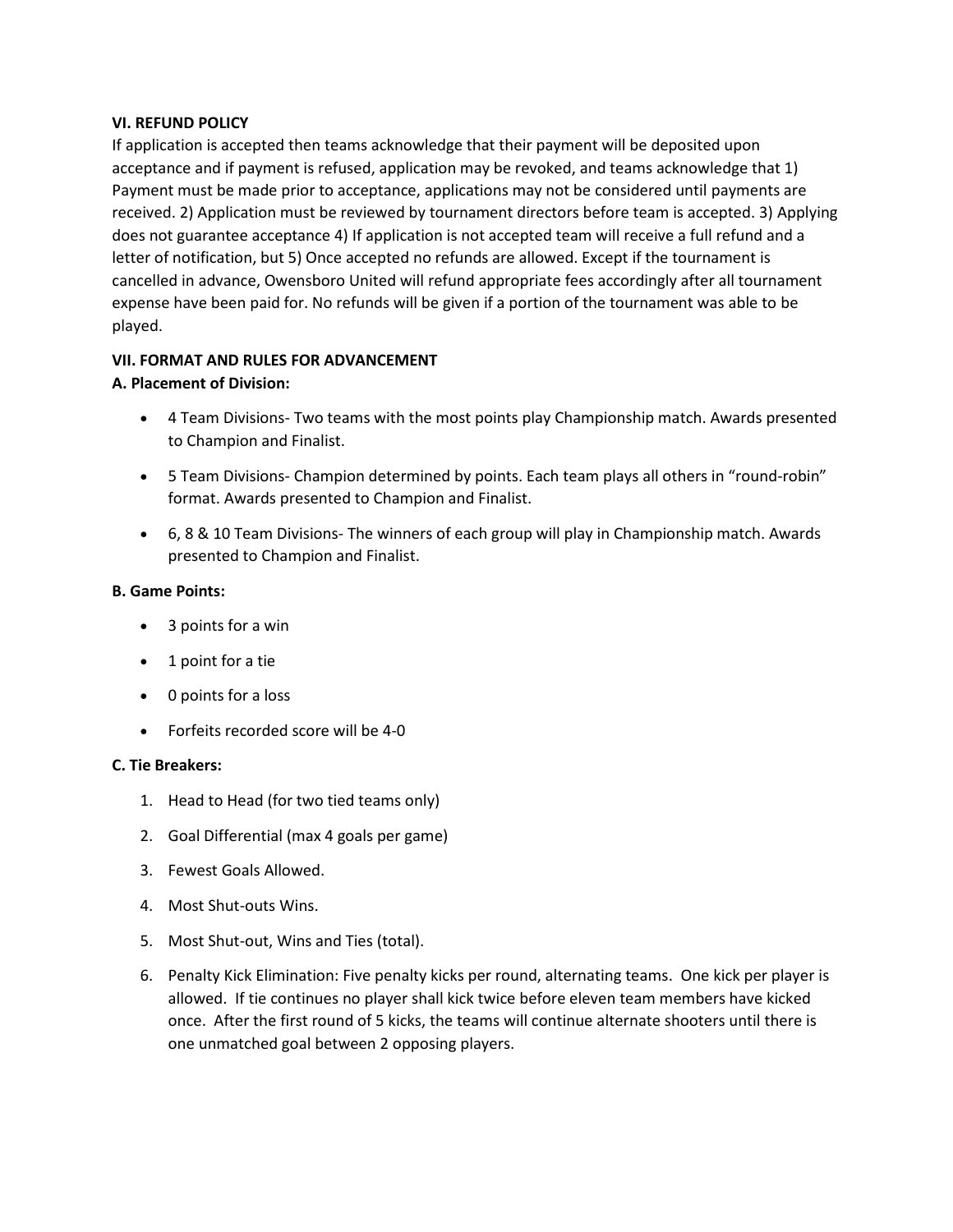**VI. REFUND POLICY**

If application is accepted then teams acknowledge that their payment will be deposited upon acceptance and if payment is refused, application may be revoked, and teams acknowledge that 1) Payment must be made prior to acceptance, applications may not be considered until payments are received. 2) Application must be reviewed by tournament directors before team is accepted. 3) Applying does not guarantee acceptance 4) If application is not accepted team will receive a full refund and a letter of notification, but 5) Once accepted no refunds are allowed. Except if the tournament is cancelled in advance, Owensboro United will refund appropriate fees accordingly after all tournament expense have been paid for. No refunds will be given if a portion of the tournament was able to be played.

**VII. FORMAT AND RULES FOR ADVANCEMENT**

**A. Placement of Division:**

- 4 Team Divisions- Two teams with the most points play Championship match. Awards presented to Champion and Finalist.
- 5 Team Divisions- Champion determined by points. Each team plays all others in "round-robin" format. Awards presented to Champion and Finalist.
- 6, 8 & 10 Team Divisions- The winners of each group will play in Championship match. Awards presented to Champion and Finalist.

**B. Game Points:**

- 3 points for a win
- 1 point for a tie
- 0 points for a loss
- Forfeits recorded score will be 4-0

**C. Tie Breakers:**

1. Head to Head (for two tied teams only)
2. Goal Differential (max 4 goals per game)
3. Fewest Goals Allowed.
4. Most Shut-outs Wins.
5. Most Shut-out, Wins and Ties (total).
6. Penalty Kick Elimination: Five penalty kicks per round, alternating teams. One kick per player is allowed. If tie continues no player shall kick twice before eleven team members have kicked once. After the first round of 5 kicks, the teams will continue alternate shooters until there is one unmatched goal between 2 opposing players.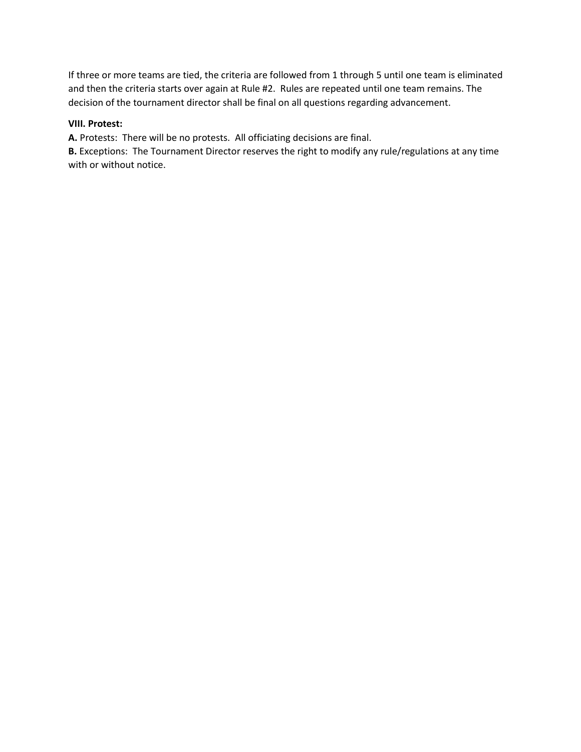If three or more teams are tied, the criteria are followed from 1 through 5 until one team is eliminated and then the criteria starts over again at Rule #2. Rules are repeated until one team remains. The decision of the tournament director shall be final on all questions regarding advancement.

**VIII. Protest:**

**A.** Protests: There will be no protests. All officiating decisions are final.

**B.** Exceptions: The Tournament Director reserves the right to modify any rule/regulations at any time with or without notice.